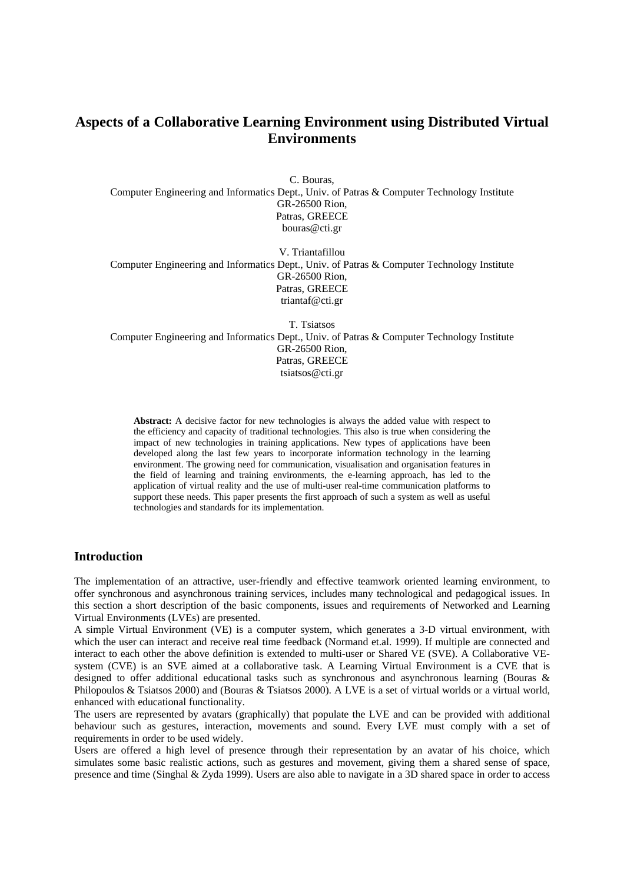# Aspects of a Collaborative Learning Environment using Distributed Virtual Environments

C. Bouras,
Computer Engineering and Informatics Dept., Univ. of Patras & Computer Technology Institute
GR-26500 Rion,
Patras, GREECE
bouras@cti.gr

V. Triantafillou
Computer Engineering and Informatics Dept., Univ. of Patras & Computer Technology Institute
GR-26500 Rion,
Patras, GREECE
triantaf@cti.gr

T. Tsiatsos
Computer Engineering and Informatics Dept., Univ. of Patras & Computer Technology Institute
GR-26500 Rion,
Patras, GREECE
tsiatsos@cti.gr

**Abstract:** A decisive factor for new technologies is always the added value with respect to the efficiency and capacity of traditional technologies. This also is true when considering the impact of new technologies in training applications. New types of applications have been developed along the last few years to incorporate information technology in the learning environment. The growing need for communication, visualisation and organisation features in the field of learning and training environments, the e-learning approach, has led to the application of virtual reality and the use of multi-user real-time communication platforms to support these needs. This paper presents the first approach of such a system as well as useful technologies and standards for its implementation.

## Introduction

The implementation of an attractive, user-friendly and effective teamwork oriented learning environment, to offer synchronous and asynchronous training services, includes many technological and pedagogical issues. In this section a short description of the basic components, issues and requirements of Networked and Learning Virtual Environments (LVEs) are presented.

A simple Virtual Environment (VE) is a computer system, which generates a 3-D virtual environment, with which the user can interact and receive real time feedback (Normand et.al. 1999). If multiple are connected and interact to each other the above definition is extended to multi-user or Shared VE (SVE). A Collaborative VE-system (CVE) is an SVE aimed at a collaborative task. A Learning Virtual Environment is a CVE that is designed to offer additional educational tasks such as synchronous and asynchronous learning (Bouras & Philopoulos & Tsiatsos 2000) and (Bouras & Tsiatsos 2000). A LVE is a set of virtual worlds or a virtual world, enhanced with educational functionality.

The users are represented by avatars (graphically) that populate the LVE and can be provided with additional behaviour such as gestures, interaction, movements and sound. Every LVE must comply with a set of requirements in order to be used widely.

Users are offered a high level of presence through their representation by an avatar of his choice, which simulates some basic realistic actions, such as gestures and movement, giving them a shared sense of space, presence and time (Singhal & Zyda 1999). Users are also able to navigate in a 3D shared space in order to access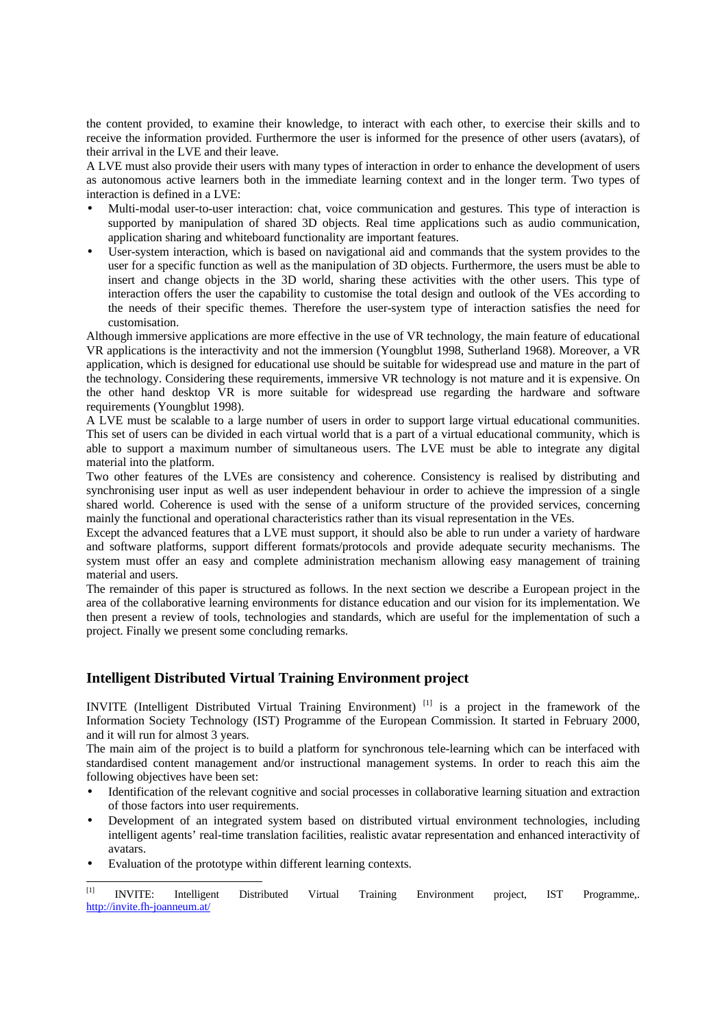the content provided, to examine their knowledge, to interact with each other, to exercise their skills and to receive the information provided. Furthermore the user is informed for the presence of other users (avatars), of their arrival in the LVE and their leave.

A LVE must also provide their users with many types of interaction in order to enhance the development of users as autonomous active learners both in the immediate learning context and in the longer term. Two types of interaction is defined in a LVE:

- Multi-modal user-to-user interaction: chat, voice communication and gestures. This type of interaction is supported by manipulation of shared 3D objects. Real time applications such as audio communication, application sharing and whiteboard functionality are important features.
- User-system interaction, which is based on navigational aid and commands that the system provides to the user for a specific function as well as the manipulation of 3D objects. Furthermore, the users must be able to insert and change objects in the 3D world, sharing these activities with the other users. This type of interaction offers the user the capability to customise the total design and outlook of the VEs according to the needs of their specific themes. Therefore the user-system type of interaction satisfies the need for customisation.

Although immersive applications are more effective in the use of VR technology, the main feature of educational VR applications is the interactivity and not the immersion (Youngblut 1998, Sutherland 1968). Moreover, a VR application, which is designed for educational use should be suitable for widespread use and mature in the part of the technology. Considering these requirements, immersive VR technology is not mature and it is expensive. On the other hand desktop VR is more suitable for widespread use regarding the hardware and software requirements (Youngblut 1998).

A LVE must be scalable to a large number of users in order to support large virtual educational communities. This set of users can be divided in each virtual world that is a part of a virtual educational community, which is able to support a maximum number of simultaneous users. The LVE must be able to integrate any digital material into the platform.

Two other features of the LVEs are consistency and coherence. Consistency is realised by distributing and synchronising user input as well as user independent behaviour in order to achieve the impression of a single shared world. Coherence is used with the sense of a uniform structure of the provided services, concerning mainly the functional and operational characteristics rather than its visual representation in the VEs.

Except the advanced features that a LVE must support, it should also be able to run under a variety of hardware and software platforms, support different formats/protocols and provide adequate security mechanisms. The system must offer an easy and complete administration mechanism allowing easy management of training material and users.

The remainder of this paper is structured as follows. In the next section we describe a European project in the area of the collaborative learning environments for distance education and our vision for its implementation. We then present a review of tools, technologies and standards, which are useful for the implementation of such a project. Finally we present some concluding remarks.

## Intelligent Distributed Virtual Training Environment project

INVITE (Intelligent Distributed Virtual Training Environment) [1] is a project in the framework of the Information Society Technology (IST) Programme of the European Commission. It started in February 2000, and it will run for almost 3 years.

The main aim of the project is to build a platform for synchronous tele-learning which can be interfaced with standardised content management and/or instructional management systems. In order to reach this aim the following objectives have been set:

- Identification of the relevant cognitive and social processes in collaborative learning situation and extraction of those factors into user requirements.
- Development of an integrated system based on distributed virtual environment technologies, including intelligent agents' real-time translation facilities, realistic avatar representation and enhanced interactivity of avatars.
- Evaluation of the prototype within different learning contexts.

[1] INVITE: Intelligent Distributed Virtual Training Environment project, IST Programme,. http://invite.fh-joanneum.at/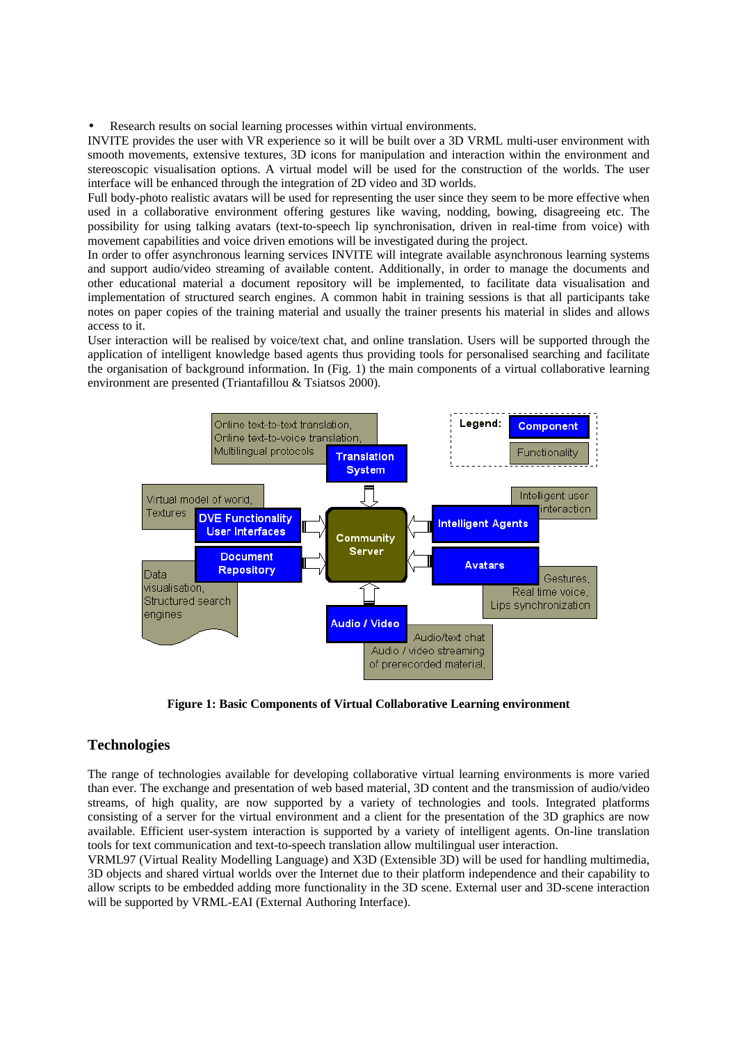- Research results on social learning processes within virtual environments.

INVITE provides the user with VR experience so it will be built over a 3D VRML multi-user environment with smooth movements, extensive textures, 3D icons for manipulation and interaction within the environment and stereoscopic visualisation options. A virtual model will be used for the construction of the worlds. The user interface will be enhanced through the integration of 2D video and 3D worlds.

Full body-photo realistic avatars will be used for representing the user since they seem to be more effective when used in a collaborative environment offering gestures like waving, nodding, bowing, disagreeing etc. The possibility for using talking avatars (text-to-speech lip synchronisation, driven in real-time from voice) with movement capabilities and voice driven emotions will be investigated during the project.

In order to offer asynchronous learning services INVITE will integrate available asynchronous learning systems and support audio/video streaming of available content. Additionally, in order to manage the documents and other educational material a document repository will be implemented, to facilitate data visualisation and implementation of structured search engines. A common habit in training sessions is that all participants take notes on paper copies of the training material and usually the trainer presents his material in slides and allows access to it.

User interaction will be realised by voice/text chat, and online translation. Users will be supported through the application of intelligent knowledge based agents thus providing tools for personalised searching and facilitate the organisation of background information. In (Fig. 1) the main components of a virtual collaborative learning environment are presented (Triantafillou & Tsiatsos 2000).

**Figure 1: Basic Components of Virtual Collaborative Learning environment**

## Technologies

The range of technologies available for developing collaborative virtual learning environments is more varied than ever. The exchange and presentation of web based material, 3D content and the transmission of audio/video streams, of high quality, are now supported by a variety of technologies and tools. Integrated platforms consisting of a server for the virtual environment and a client for the presentation of the 3D graphics are now available. Efficient user-system interaction is supported by a variety of intelligent agents. On-line translation tools for text communication and text-to-speech translation allow multilingual user interaction.

VRML97 (Virtual Reality Modelling Language) and X3D (Extensible 3D) will be used for handling multimedia, 3D objects and shared virtual worlds over the Internet due to their platform independence and their capability to allow scripts to be embedded adding more functionality in the 3D scene. External user and 3D-scene interaction will be supported by VRML-EAI (External Authoring Interface).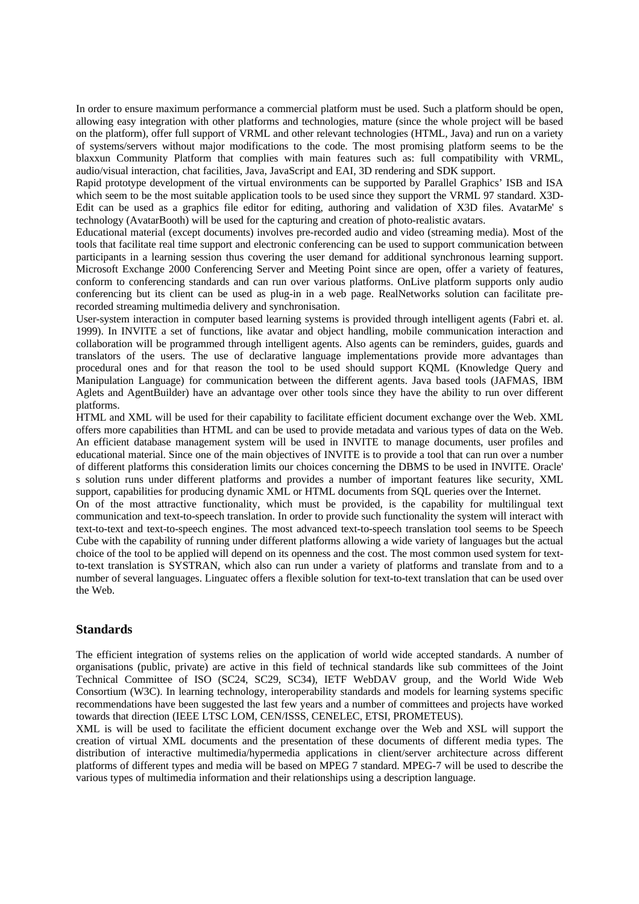In order to ensure maximum performance a commercial platform must be used. Such a platform should be open, allowing easy integration with other platforms and technologies, mature (since the whole project will be based on the platform), offer full support of VRML and other relevant technologies (HTML, Java) and run on a variety of systems/servers without major modifications to the code. The most promising platform seems to be the blaxxun Community Platform that complies with main features such as: full compatibility with VRML, audio/visual interaction, chat facilities, Java, JavaScript and EAI, 3D rendering and SDK support.

Rapid prototype development of the virtual environments can be supported by Parallel Graphics' ISB and ISA which seem to be the most suitable application tools to be used since they support the VRML 97 standard. X3D-Edit can be used as a graphics file editor for editing, authoring and validation of X3D files. AvatarMe' s technology (AvatarBooth) will be used for the capturing and creation of photo-realistic avatars.

Educational material (except documents) involves pre-recorded audio and video (streaming media). Most of the tools that facilitate real time support and electronic conferencing can be used to support communication between participants in a learning session thus covering the user demand for additional synchronous learning support. Microsoft Exchange 2000 Conferencing Server and Meeting Point since are open, offer a variety of features, conform to conferencing standards and can run over various platforms. OnLive platform supports only audio conferencing but its client can be used as plug-in in a web page. RealNetworks solution can facilitate pre-recorded streaming multimedia delivery and synchronisation.

User-system interaction in computer based learning systems is provided through intelligent agents (Fabri et. al. 1999). In INVITE a set of functions, like avatar and object handling, mobile communication interaction and collaboration will be programmed through intelligent agents. Also agents can be reminders, guides, guards and translators of the users. The use of declarative language implementations provide more advantages than procedural ones and for that reason the tool to be used should support KQML (Knowledge Query and Manipulation Language) for communication between the different agents. Java based tools (JAFMAS, IBM Aglets and AgentBuilder) have an advantage over other tools since they have the ability to run over different platforms.

HTML and XML will be used for their capability to facilitate efficient document exchange over the Web. XML offers more capabilities than HTML and can be used to provide metadata and various types of data on the Web. An efficient database management system will be used in INVITE to manage documents, user profiles and educational material. Since one of the main objectives of INVITE is to provide a tool that can run over a number of different platforms this consideration limits our choices concerning the DBMS to be used in INVITE. Oracle' s solution runs under different platforms and provides a number of important features like security, XML support, capabilities for producing dynamic XML or HTML documents from SQL queries over the Internet.

On of the most attractive functionality, which must be provided, is the capability for multilingual text communication and text-to-speech translation. In order to provide such functionality the system will interact with text-to-text and text-to-speech engines. The most advanced text-to-speech translation tool seems to be Speech Cube with the capability of running under different platforms allowing a wide variety of languages but the actual choice of the tool to be applied will depend on its openness and the cost. The most common used system for text-to-text translation is SYSTRAN, which also can run under a variety of platforms and translate from and to a number of several languages. Linguatec offers a flexible solution for text-to-text translation that can be used over the Web.

## Standards

The efficient integration of systems relies on the application of world wide accepted standards. A number of organisations (public, private) are active in this field of technical standards like sub committees of the Joint Technical Committee of ISO (SC24, SC29, SC34), IETF WebDAV group, and the World Wide Web Consortium (W3C). In learning technology, interoperability standards and models for learning systems specific recommendations have been suggested the last few years and a number of committees and projects have worked towards that direction (IEEE LTSC LOM, CEN/ISSS, CENELEC, ETSI, PROMETEUS).

XML is will be used to facilitate the efficient document exchange over the Web and XSL will support the creation of virtual XML documents and the presentation of these documents of different media types. The distribution of interactive multimedia/hypermedia applications in client/server architecture across different platforms of different types and media will be based on MPEG 7 standard. MPEG-7 will be used to describe the various types of multimedia information and their relationships using a description language.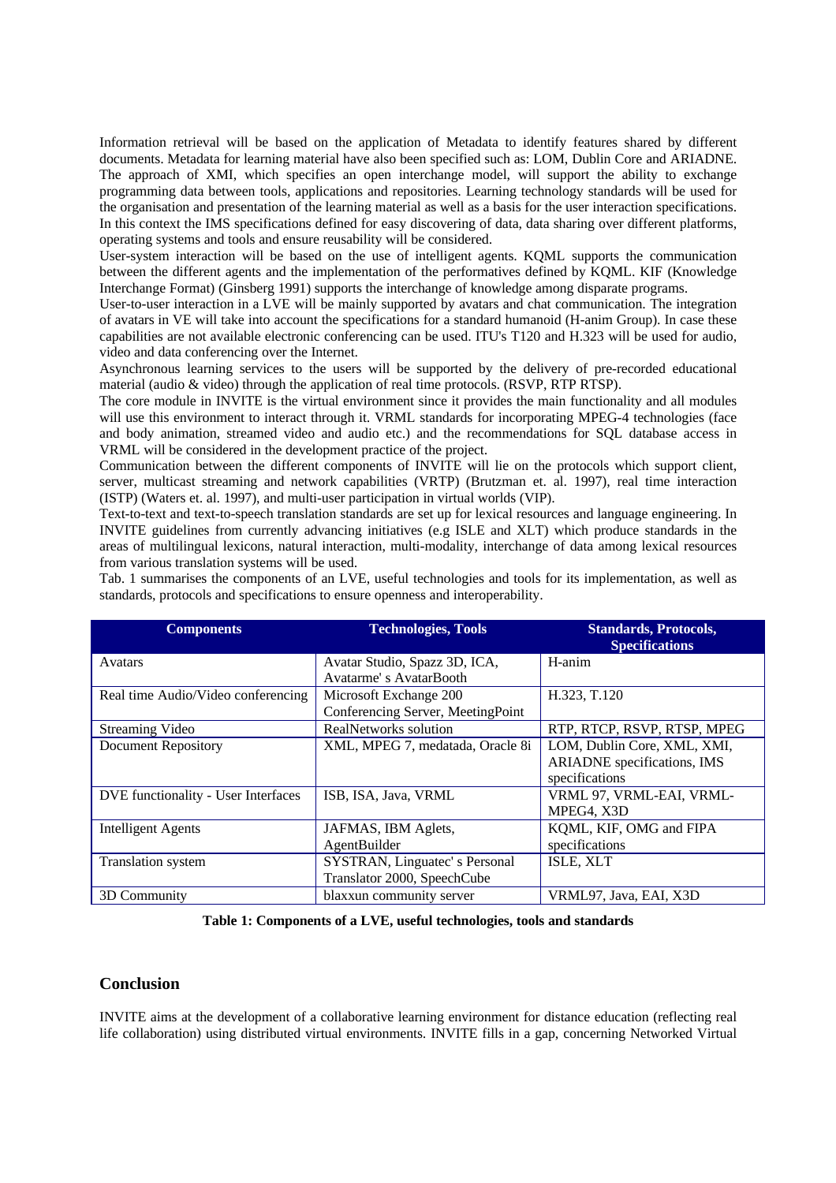Information retrieval will be based on the application of Metadata to identify features shared by different documents. Metadata for learning material have also been specified such as: LOM, Dublin Core and ARIADNE. The approach of XMI, which specifies an open interchange model, will support the ability to exchange programming data between tools, applications and repositories. Learning technology standards will be used for the organisation and presentation of the learning material as well as a basis for the user interaction specifications. In this context the IMS specifications defined for easy discovering of data, data sharing over different platforms, operating systems and tools and ensure reusability will be considered.

User-system interaction will be based on the use of intelligent agents. KQML supports the communication between the different agents and the implementation of the performatives defined by KQML. KIF (Knowledge Interchange Format) (Ginsberg 1991) supports the interchange of knowledge among disparate programs.

User-to-user interaction in a LVE will be mainly supported by avatars and chat communication. The integration of avatars in VE will take into account the specifications for a standard humanoid (H-anim Group). In case these capabilities are not available electronic conferencing can be used. ITU's T120 and H.323 will be used for audio, video and data conferencing over the Internet.

Asynchronous learning services to the users will be supported by the delivery of pre-recorded educational material (audio & video) through the application of real time protocols. (RSVP, RTP RTSP).

The core module in INVITE is the virtual environment since it provides the main functionality and all modules will use this environment to interact through it. VRML standards for incorporating MPEG-4 technologies (face and body animation, streamed video and audio etc.) and the recommendations for SQL database access in VRML will be considered in the development practice of the project.

Communication between the different components of INVITE will lie on the protocols which support client, server, multicast streaming and network capabilities (VRTP) (Brutzman et. al. 1997), real time interaction (ISTP) (Waters et. al. 1997), and multi-user participation in virtual worlds (VIP).

Text-to-text and text-to-speech translation standards are set up for lexical resources and language engineering. In INVITE guidelines from currently advancing initiatives (e.g ISLE and XLT) which produce standards in the areas of multilingual lexicons, natural interaction, multi-modality, interchange of data among lexical resources from various translation systems will be used.

Tab. 1 summarises the components of an LVE, useful technologies and tools for its implementation, as well as standards, protocols and specifications to ensure openness and interoperability.

| Components | Technologies, Tools | Standards, Protocols, Specifications |
|---|---|---|
| Avatars | Avatar Studio, Spazz 3D, ICA, Avatarme' s AvatarBooth | H-anim |
| Real time Audio/Video conferencing | Microsoft Exchange 200 Conferencing Server, MeetingPoint | H.323, T.120 |
| Streaming Video | RealNetworks solution | RTP, RTCP, RSVP, RTSP, MPEG |
| Document Repository | XML, MPEG 7, medatada, Oracle 8i | LOM, Dublin Core, XML, XMI, ARIADNE specifications, IMS specifications |
| DVE functionality - User Interfaces | ISB, ISA, Java, VRML | VRML 97, VRML-EAI, VRML-MPEG4, X3D |
| Intelligent Agents | JAFMAS, IBM Aglets, AgentBuilder | KQML, KIF, OMG and FIPA specifications |
| Translation system | SYSTRAN, Linguatec' s Personal Translator 2000, SpeechCube | ISLE, XLT |
| 3D Community | blaxxun community server | VRML97, Java, EAI, X3D |

**Table 1: Components of a LVE, useful technologies, tools and standards**

## Conclusion

INVITE aims at the development of a collaborative learning environment for distance education (reflecting real life collaboration) using distributed virtual environments. INVITE fills in a gap, concerning Networked Virtual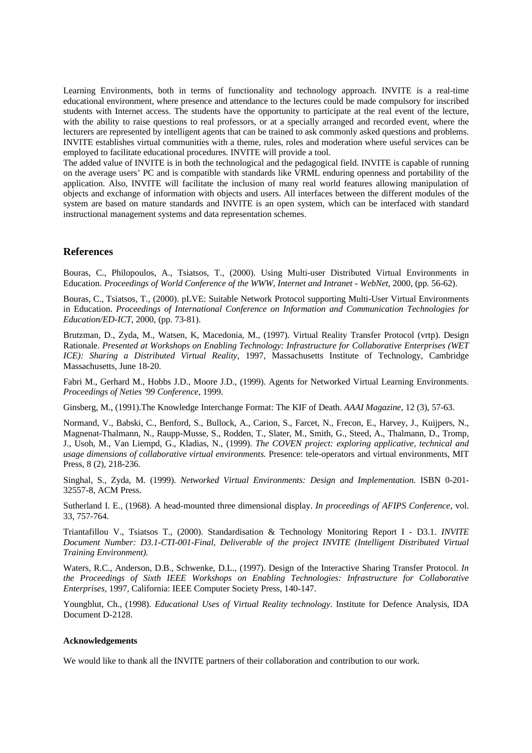Learning Environments, both in terms of functionality and technology approach. INVITE is a real-time educational environment, where presence and attendance to the lectures could be made compulsory for inscribed students with Internet access. The students have the opportunity to participate at the real event of the lecture, with the ability to raise questions to real professors, or at a specially arranged and recorded event, where the lecturers are represented by intelligent agents that can be trained to ask commonly asked questions and problems. INVITE establishes virtual communities with a theme, rules, roles and moderation where useful services can be employed to facilitate educational procedures. INVITE will provide a tool.

The added value of INVITE is in both the technological and the pedagogical field. INVITE is capable of running on the average users' PC and is compatible with standards like VRML enduring openness and portability of the application. Also, INVITE will facilitate the inclusion of many real world features allowing manipulation of objects and exchange of information with objects and users. All interfaces between the different modules of the system are based on mature standards and INVITE is an open system, which can be interfaced with standard instructional management systems and data representation schemes.

## References

Bouras, C., Philopoulos, A., Tsiatsos, T., (2000). Using Multi-user Distributed Virtual Environments in Education. *Proceedings of World Conference of the WWW, Internet and Intranet - WebNet*, 2000, (pp. 56-62).

Bouras, C., Tsiatsos, T., (2000). pLVE: Suitable Network Protocol supporting Multi-User Virtual Environments in Education. *Proceedings of International Conference on Information and Communication Technologies for Education/ED-ICT*, 2000, (pp. 73-81).

Brutzman, D., Zyda, M., Watsen, K, Macedonia, M., (1997). Virtual Reality Transfer Protocol (vrtp). Design Rationale. *Presented at Workshops on Enabling Technology: Infrastructure for Collaborative Enterprises (WET ICE): Sharing a Distributed Virtual Reality*, 1997, Massachusetts Institute of Technology, Cambridge Massachusetts, June 18-20.

Fabri M., Gerhard M., Hobbs J.D., Moore J.D., (1999). Agents for Networked Virtual Learning Environments. *Proceedings of Neties '99 Conference*, 1999.

Ginsberg, M., (1991).The Knowledge Interchange Format: The KIF of Death. *AAAI Magazine*, 12 (3), 57-63.

Normand, V., Babski, C., Benford, S., Bullock, A., Carion, S., Farcet, N., Frecon, E., Harvey, J., Kuijpers, N., Magnenat-Thalmann, N., Raupp-Musse, S., Rodden, T., Slater, M., Smith, G., Steed, A., Thalmann, D., Tromp, J., Usoh, M., Van Liempd, G., Kladias, N., (1999). *The COVEN project: exploring applicative, technical and usage dimensions of collaborative virtual environments.* Presence: tele-operators and virtual environments, MIT Press, 8 (2), 218-236.

Singhal, S., Zyda, M. (1999). *Networked Virtual Environments: Design and Implementation.* ISBN 0-201-32557-8, ACM Press.

Sutherland I. E., (1968). A head-mounted three dimensional display. *In proceedings of AFIPS Conference*, vol. 33, 757-764.

Triantafillou V., Tsiatsos T., (2000). Standardisation & Technology Monitoring Report I - D3.1. *INVITE Document Number: D3.1-CTI-001-Final, Deliverable of the project INVITE (Intelligent Distributed Virtual Training Environment).*

Waters, R.C., Anderson, D.B., Schwenke, D.L., (1997). Design of the Interactive Sharing Transfer Protocol. *In the Proceedings of Sixth IEEE Workshops on Enabling Technologies: Infrastructure for Collaborative Enterprises*, 1997, California: IEEE Computer Society Press, 140-147.

Youngblut, Ch., (1998). *Educational Uses of Virtual Reality technology*. Institute for Defence Analysis, IDA Document D-2128.

#### Acknowledgements

We would like to thank all the INVITE partners of their collaboration and contribution to our work.